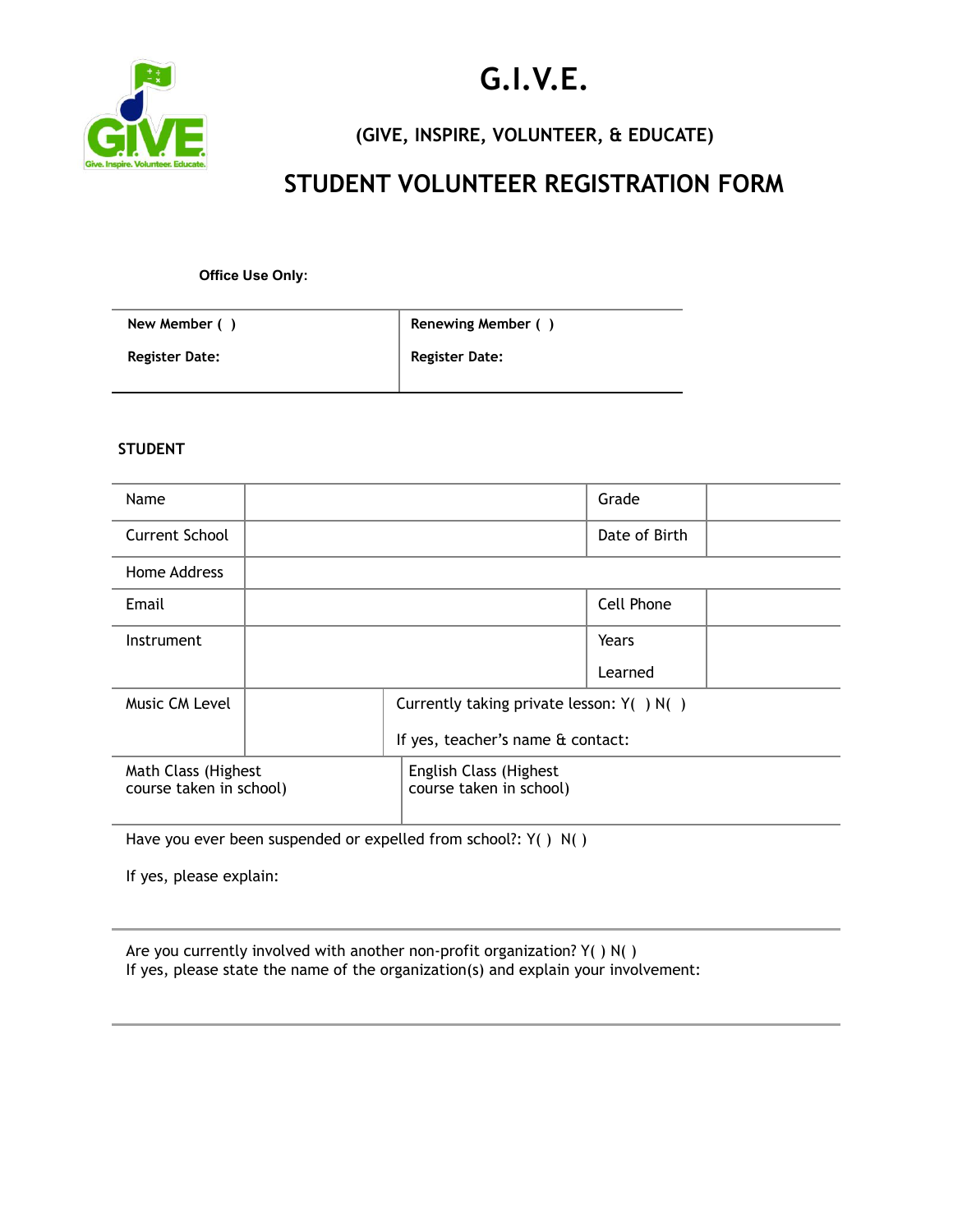# G.I.V.E.

## (GIVE, INSPIRE, VOLUNTEER, & EDUCATE)

## STUDENT VOLUNTEER REGISTRATION FORM

**Office Use Only:**

| New Member ( ) | Renewing Member ( ) |
|---|---|
| **Register Date:** | **Register Date:** |

**STUDENT**

| Name | | Grade | |
|---|---|---|---|
| Current School | | Date of Birth | |
| Home Address | | | |
| Email | | Cell Phone | |
| Instrument | | Years Learned | |
| Music CM Level | | Currently taking private lesson: Y( ) N( ) If yes, teacher's name & contact: | |
| Math Class (Highest course taken in school) | | English Class (Highest course taken in school) | |

Have you ever been suspended or expelled from school?: Y( ) N( )

If yes, please explain:

---

Are you currently involved with another non-profit organization? Y( ) N( )
If yes, please state the name of the organization(s) and explain your involvement:

---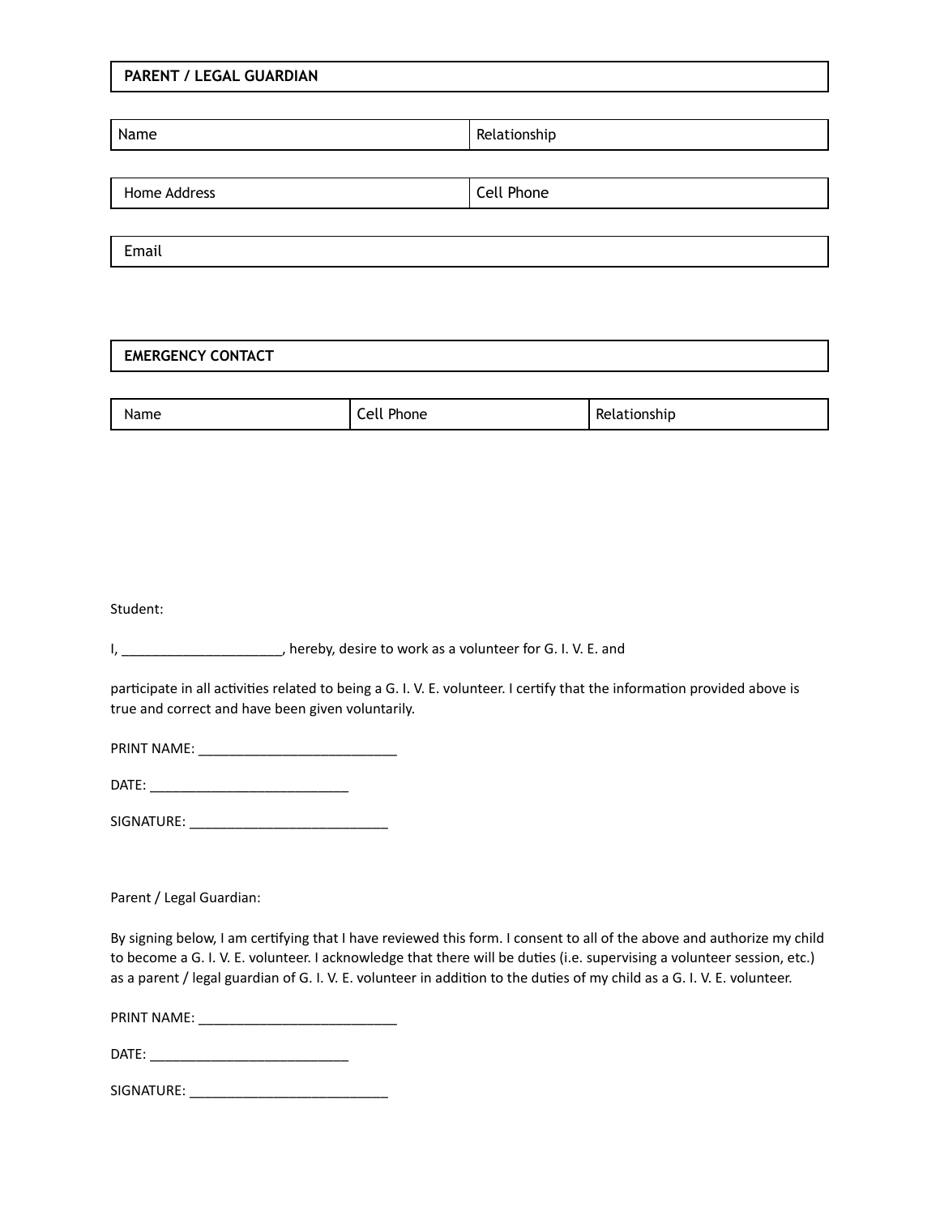| **PARENT / LEGAL GUARDIAN** | |
|---|---|
| Name | Relationship |
| Home Address | Cell Phone |
| Email | |

| **EMERGENCY CONTACT** | | |
|---|---|---|
| Name | Cell Phone | Relationship |

Student:

I, ______________________, hereby, desire to work as a volunteer for G. I. V. E. and

participate in all activities related to being a G. I. V. E. volunteer. I certify that the information provided above is true and correct and have been given voluntarily.

PRINT NAME: ____________________________

DATE: ____________________________

SIGNATURE: ____________________________

Parent / Legal Guardian:

By signing below, I am certifying that I have reviewed this form. I consent to all of the above and authorize my child to become a G. I. V. E. volunteer. I acknowledge that there will be duties (i.e. supervising a volunteer session, etc.) as a parent / legal guardian of G. I. V. E. volunteer in addition to the duties of my child as a G. I. V. E. volunteer.

PRINT NAME: ____________________________

DATE: ____________________________

SIGNATURE: ____________________________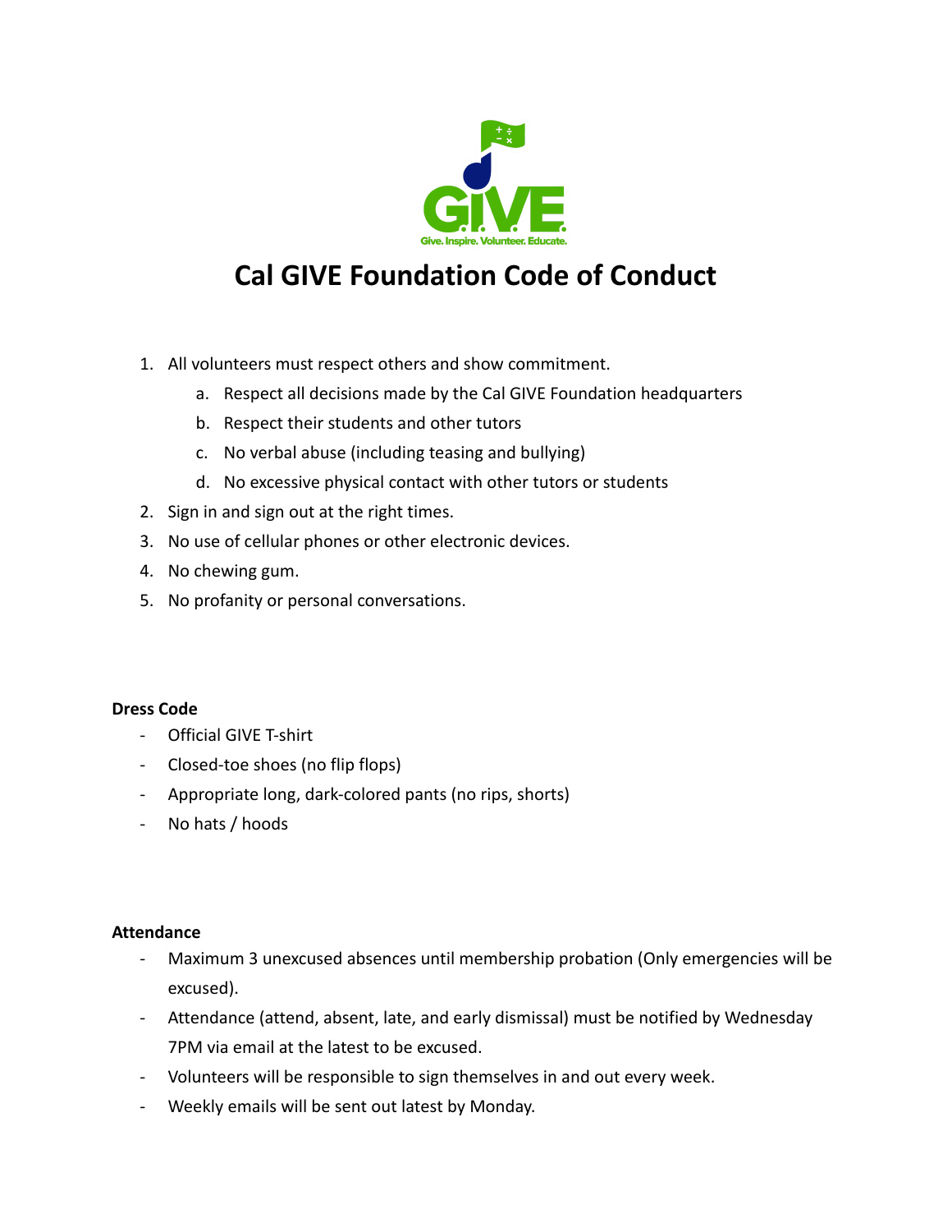# Cal GIVE Foundation Code of Conduct

1. All volunteers must respect others and show commitment.
    a. Respect all decisions made by the Cal GIVE Foundation headquarters
    b. Respect their students and other tutors
    c. No verbal abuse (including teasing and bullying)
    d. No excessive physical contact with other tutors or students
2. Sign in and sign out at the right times.
3. No use of cellular phones or other electronic devices.
4. No chewing gum.
5. No profanity or personal conversations.

**Dress Code**

- Official GIVE T-shirt
- Closed-toe shoes (no flip flops)
- Appropriate long, dark-colored pants (no rips, shorts)
- No hats / hoods

**Attendance**

- Maximum 3 unexcused absences until membership probation (Only emergencies will be excused).
- Attendance (attend, absent, late, and early dismissal) must be notified by Wednesday 7PM via email at the latest to be excused.
- Volunteers will be responsible to sign themselves in and out every week.
- Weekly emails will be sent out latest by Monday.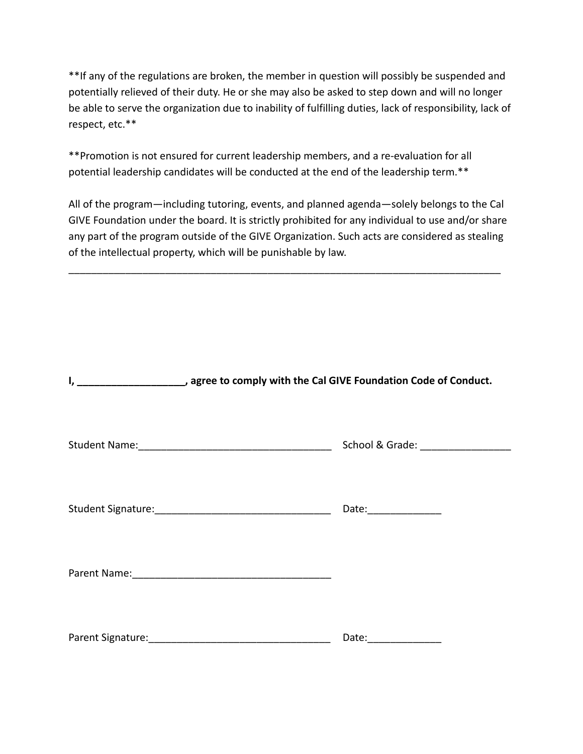**If any of the regulations are broken, the member in question will possibly be suspended and potentially relieved of their duty. He or she may also be asked to step down and will no longer be able to serve the organization due to inability of fulfilling duties, lack of responsibility, lack of respect, etc.**

**Promotion is not ensured for current leadership members, and a re-evaluation for all potential leadership candidates will be conducted at the end of the leadership term.**

All of the program—including tutoring, events, and planned agenda—solely belongs to the Cal GIVE Foundation under the board. It is strictly prohibited for any individual to use and/or share any part of the program outside of the GIVE Organization. Such acts are considered as stealing of the intellectual property, which will be punishable by law.

___

**I, ___________________, agree to comply with the Cal GIVE Foundation Code of Conduct.**

Student Name:__________________________________ School & Grade: ________________

Student Signature:_______________________________ Date:_____________

Parent Name:___________________________________

Parent Signature:________________________________ Date:_____________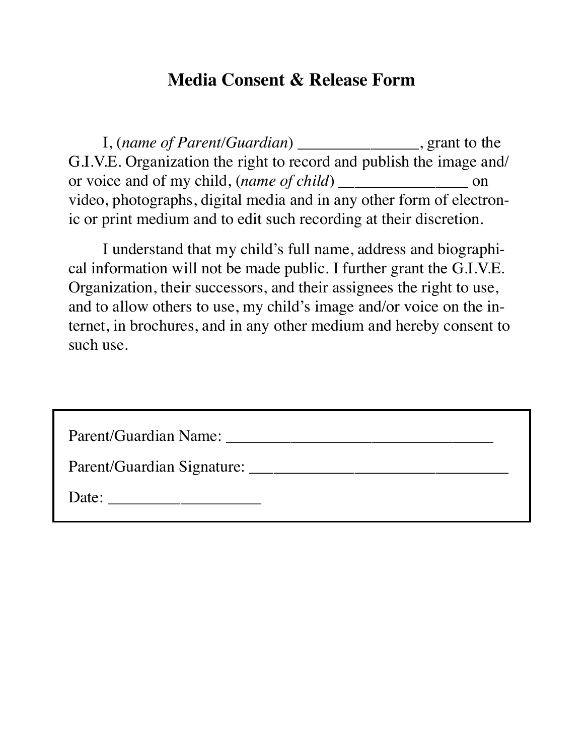# Media Consent & Release Form

I, (*name of Parent/Guardian*) _______________, grant to the G.I.V.E. Organization the right to record and publish the image and/or voice and of my child, (*name of child*) ________________ on video, photographs, digital media and in any other form of electronic or print medium and to edit such recording at their discretion.

I understand that my child's full name, address and biographical information will not be made public. I further grant the G.I.V.E. Organization, their successors, and their assignees the right to use, and to allow others to use, my child's image and/or voice on the internet, in brochures, and in any other medium and hereby consent to such use.

Parent/Guardian Name: _________________________________

Parent/Guardian Signature: ________________________________

Date: ___________________